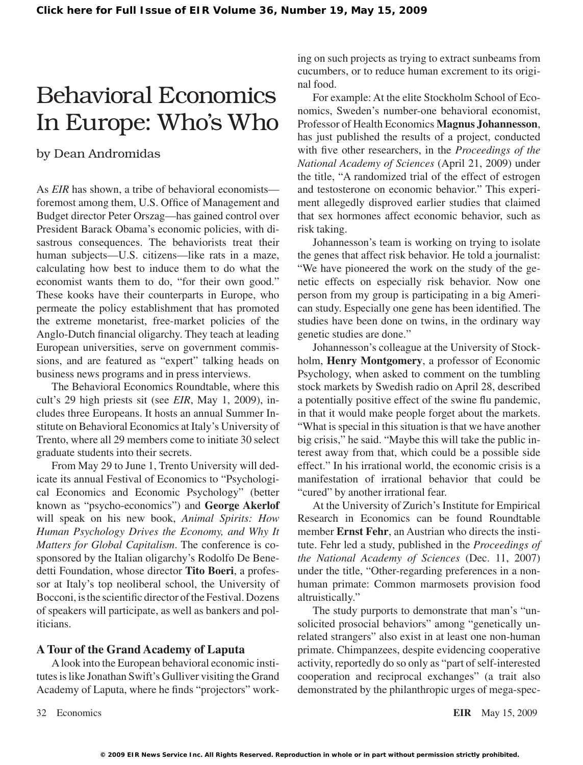# Behavioral Economics In Europe: Who's Who

by Dean Andromidas

As *EIR* has shown, a tribe of behavioral economists—foremost among them, U.S. Office of Management and Budget director Peter Orszag—has gained control over President Barack Obama's economic policies, with disastrous consequences. The behaviorists treat their human subjects—U.S. citizens—like rats in a maze, calculating how best to induce them to do what the economist wants them to do, "for their own good." These kooks have their counterparts in Europe, who permeate the policy establishment that has promoted the extreme monetarist, free-market policies of the Anglo-Dutch financial oligarchy. They teach at leading European universities, serve on government commissions, and are featured as "expert" talking heads on business news programs and in press interviews.

The Behavioral Economics Roundtable, where this cult's 29 high priests sit (see *EIR*, May 1, 2009), includes three Europeans. It hosts an annual Summer Institute on Behavioral Economics at Italy's University of Trento, where all 29 members come to initiate 30 select graduate students into their secrets.

From May 29 to June 1, Trento University will dedicate its annual Festival of Economics to "Psychological Economics and Economic Psychology" (better known as "psycho-economics") and **George Akerlof** will speak on his new book, *Animal Spirits: How Human Psychology Drives the Economy, and Why It Matters for Global Capitalism*. The conference is co-sponsored by the Italian oligarchy's Rodolfo De Benedetti Foundation, whose director **Tito Boeri**, a professor at Italy's top neoliberal school, the University of Bocconi, is the scientific director of the Festival. Dozens of speakers will participate, as well as bankers and politicians.

### A Tour of the Grand Academy of Laputa

A look into the European behavioral economic institutes is like Jonathan Swift's Gulliver visiting the Grand Academy of Laputa, where he finds "projectors" working on such projects as trying to extract sunbeams from cucumbers, or to reduce human excrement to its original food.

For example: At the elite Stockholm School of Economics, Sweden's number-one behavioral economist, Professor of Health Economics **Magnus Johannesson**, has just published the results of a project, conducted with five other researchers, in the *Proceedings of the National Academy of Sciences* (April 21, 2009) under the title, "A randomized trial of the effect of estrogen and testosterone on economic behavior." This experiment allegedly disproved earlier studies that claimed that sex hormones affect economic behavior, such as risk taking.

Johannesson's team is working on trying to isolate the genes that affect risk behavior. He told a journalist: "We have pioneered the work on the study of the genetic effects on especially risk behavior. Now one person from my group is participating in a big American study. Especially one gene has been identified. The studies have been done on twins, in the ordinary way genetic studies are done."

Johannesson's colleague at the University of Stockholm, **Henry Montgomery**, a professor of Economic Psychology, when asked to comment on the tumbling stock markets by Swedish radio on April 28, described a potentially positive effect of the swine flu pandemic, in that it would make people forget about the markets. "What is special in this situation is that we have another big crisis," he said. "Maybe this will take the public interest away from that, which could be a possible side effect." In his irrational world, the economic crisis is a manifestation of irrational behavior that could be "cured" by another irrational fear.

At the University of Zurich's Institute for Empirical Research in Economics can be found Roundtable member **Ernst Fehr**, an Austrian who directs the institute. Fehr led a study, published in the *Proceedings of the National Academy of Sciences* (Dec. 11, 2007) under the title, "Other-regarding preferences in a non-human primate: Common marmosets provision food altruistically."

The study purports to demonstrate that man's "unsolicited prosocial behaviors" among "genetically unrelated strangers" also exist in at least one non-human primate. Chimpanzees, despite evidencing cooperative activity, reportedly do so only as "part of self-interested cooperation and reciprocal exchanges" (a trait also demonstrated by the philanthropic urges of mega-spec-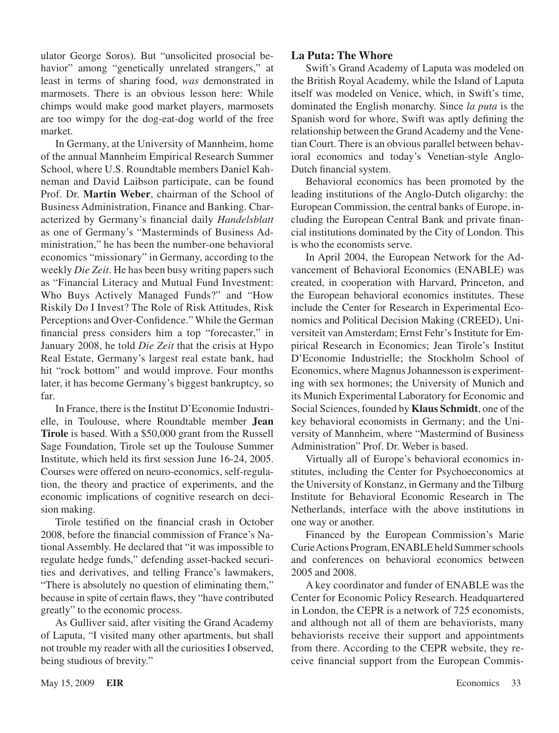ulator George Soros). But "unsolicited prosocial behavior" among "genetically unrelated strangers," at least in terms of sharing food, *was* demonstrated in marmosets. There is an obvious lesson here: While chimps would make good market players, marmosets are too wimpy for the dog-eat-dog world of the free market.

In Germany, at the University of Mannheim, home of the annual Mannheim Empirical Research Summer School, where U.S. Roundtable members Daniel Kahneman and David Laibson participate, can be found Prof. Dr. **Martin Weber**, chairman of the School of Business Administration, Finance and Banking. Characterized by Germany's financial daily *Handelsblatt* as one of Germany's "Masterminds of Business Administration," he has been the number-one behavioral economics "missionary" in Germany, according to the weekly *Die Zeit*. He has been busy writing papers such as "Financial Literacy and Mutual Fund Investment: Who Buys Actively Managed Funds?" and "How Riskily Do I Invest? The Role of Risk Attitudes, Risk Perceptions and Over-Confidence." While the German financial press considers him a top "forecaster," in January 2008, he told *Die Zeit* that the crisis at Hypo Real Estate, Germany's largest real estate bank, had hit "rock bottom" and would improve. Four months later, it has become Germany's biggest bankruptcy, so far.

In France, there is the Institut D'Economie Industrielle, in Toulouse, where Roundtable member **Jean Tirole** is based. With a $50,000 grant from the Russell Sage Foundation, Tirole set up the Toulouse Summer Institute, which held its first session June 16-24, 2005. Courses were offered on neuro-economics, self-regulation, the theory and practice of experiments, and the economic implications of cognitive research on decision making.

Tirole testified on the financial crash in October 2008, before the financial commission of France's National Assembly. He declared that "it was impossible to regulate hedge funds," defending asset-backed securities and derivatives, and telling France's lawmakers, "There is absolutely no question of eliminating them," because in spite of certain flaws, they "have contributed greatly" to the economic process.

As Gulliver said, after visiting the Grand Academy of Laputa, "I visited many other apartments, but shall not trouble my reader with all the curiosities I observed, being studious of brevity."

## La Puta: The Whore

Swift's Grand Academy of Laputa was modeled on the British Royal Academy, while the Island of Laputa itself was modeled on Venice, which, in Swift's time, dominated the English monarchy. Since *la puta* is the Spanish word for whore, Swift was aptly defining the relationship between the Grand Academy and the Venetian Court. There is an obvious parallel between behavioral economics and today's Venetian-style Anglo-Dutch financial system.

Behavioral economics has been promoted by the leading institutions of the Anglo-Dutch oligarchy: the European Commission, the central banks of Europe, including the European Central Bank and private financial institutions dominated by the City of London. This is who the economists serve.

In April 2004, the European Network for the Advancement of Behavioral Economics (ENABLE) was created, in cooperation with Harvard, Princeton, and the European behavioral economics institutes. These include the Center for Research in Experimental Economics and Political Decision Making (CREED), Universiteit van Amsterdam; Ernst Fehr's Institute for Empirical Research in Economics; Jean Tirole's Institut D'Economie Industrielle; the Stockholm School of Economics, where Magnus Johannesson is experimenting with sex hormones; the University of Munich and its Munich Experimental Laboratory for Economic and Social Sciences, founded by **Klaus Schmidt**, one of the key behavioral economists in Germany; and the University of Mannheim, where "Mastermind of Business Administration" Prof. Dr. Weber is based.

Virtually all of Europe's behavioral economics institutes, including the Center for Psychoeconomics at the University of Konstanz, in Germany and the Tilburg Institute for Behavioral Economic Research in The Netherlands, interface with the above institutions in one way or another.

Financed by the European Commission's Marie Curie Actions Program, ENABLE held Summer schools and conferences on behavioral economics between 2005 and 2008.

A key coordinator and funder of ENABLE was the Center for Economic Policy Research. Headquartered in London, the CEPR is a network of 725 economists, and although not all of them are behaviorists, many behaviorists receive their support and appointments from there. According to the CEPR website, they receive financial support from the European Commis-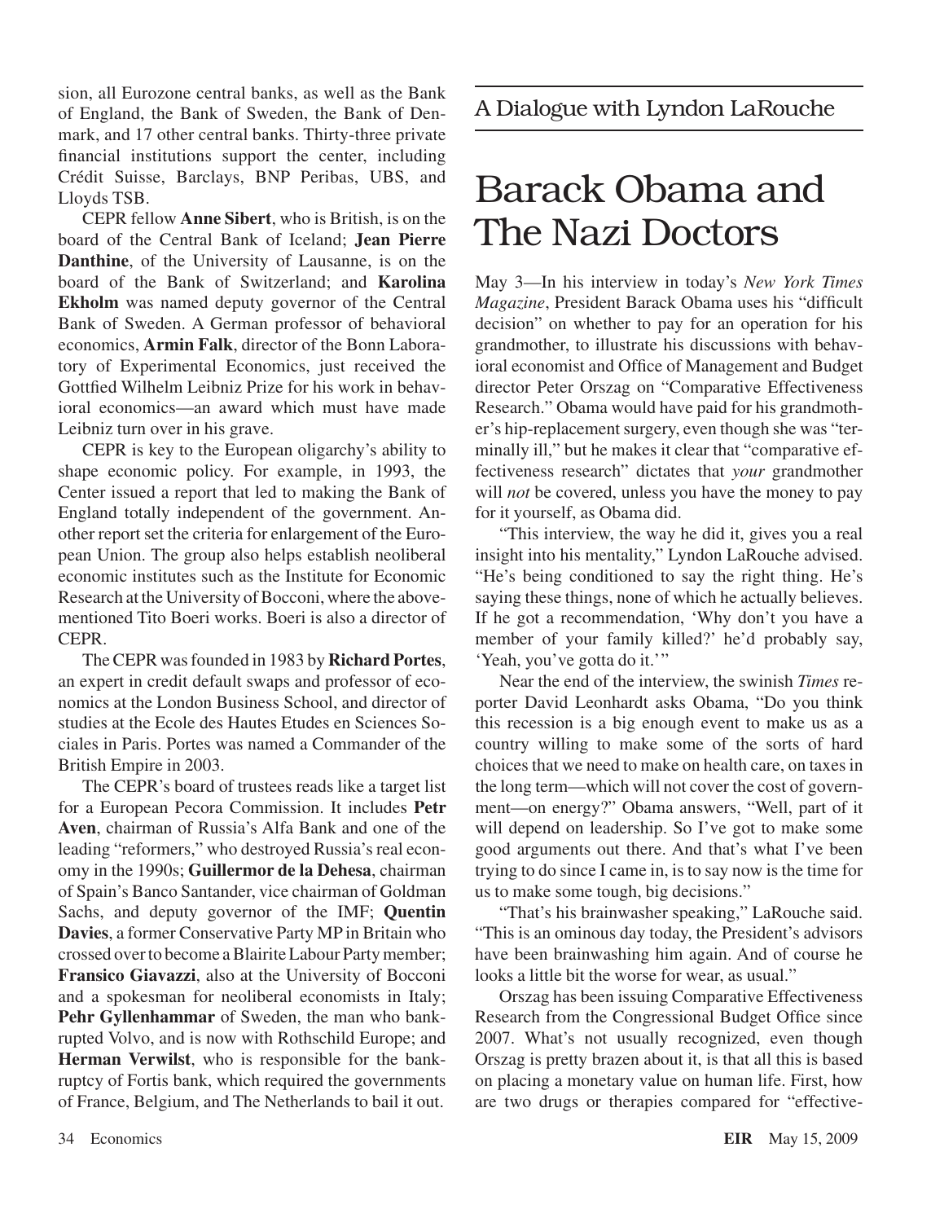sion, all Eurozone central banks, as well as the Bank of England, the Bank of Sweden, the Bank of Denmark, and 17 other central banks. Thirty-three private financial institutions support the center, including Crédit Suisse, Barclays, BNP Peribas, UBS, and Lloyds TSB.

CEPR fellow **Anne Sibert**, who is British, is on the board of the Central Bank of Iceland; **Jean Pierre Danthine**, of the University of Lausanne, is on the board of the Bank of Switzerland; and **Karolina Ekholm** was named deputy governor of the Central Bank of Sweden. A German professor of behavioral economics, **Armin Falk**, director of the Bonn Laboratory of Experimental Economics, just received the Gottfied Wilhelm Leibniz Prize for his work in behavioral economics—an award which must have made Leibniz turn over in his grave.

CEPR is key to the European oligarchy's ability to shape economic policy. For example, in 1993, the Center issued a report that led to making the Bank of England totally independent of the government. Another report set the criteria for enlargement of the European Union. The group also helps establish neoliberal economic institutes such as the Institute for Economic Research at the University of Bocconi, where the above-mentioned Tito Boeri works. Boeri is also a director of CEPR.

The CEPR was founded in 1983 by **Richard Portes**, an expert in credit default swaps and professor of economics at the London Business School, and director of studies at the Ecole des Hautes Etudes en Sciences Sociales in Paris. Portes was named a Commander of the British Empire in 2003.

The CEPR's board of trustees reads like a target list for a European Pecora Commission. It includes **Petr Aven**, chairman of Russia's Alfa Bank and one of the leading "reformers," who destroyed Russia's real economy in the 1990s; **Guillermor de la Dehesa**, chairman of Spain's Banco Santander, vice chairman of Goldman Sachs, and deputy governor of the IMF; **Quentin Davies**, a former Conservative Party MP in Britain who crossed over to become a Blairite Labour Party member; **Fransico Giavazzi**, also at the University of Bocconi and a spokesman for neoliberal economists in Italy; **Pehr Gyllenhammar** of Sweden, the man who bankrupted Volvo, and is now with Rothschild Europe; and **Herman Verwilst**, who is responsible for the bankruptcy of Fortis bank, which required the governments of France, Belgium, and The Netherlands to bail it out.

A Dialogue with Lyndon LaRouche

# Barack Obama and The Nazi Doctors

May 3—In his interview in today's *New York Times Magazine*, President Barack Obama uses his "difficult decision" on whether to pay for an operation for his grandmother, to illustrate his discussions with behavioral economist and Office of Management and Budget director Peter Orszag on "Comparative Effectiveness Research." Obama would have paid for his grandmother's hip-replacement surgery, even though she was "terminally ill," but he makes it clear that "comparative effectiveness research" dictates that *your* grandmother will *not* be covered, unless you have the money to pay for it yourself, as Obama did.

"This interview, the way he did it, gives you a real insight into his mentality," Lyndon LaRouche advised. "He's being conditioned to say the right thing. He's saying these things, none of which he actually believes. If he got a recommendation, 'Why don't you have a member of your family killed?' he'd probably say, 'Yeah, you've gotta do it.'"

Near the end of the interview, the swinish *Times* reporter David Leonhardt asks Obama, "Do you think this recession is a big enough event to make us as a country willing to make some of the sorts of hard choices that we need to make on health care, on taxes in the long term—which will not cover the cost of government—on energy?" Obama answers, "Well, part of it will depend on leadership. So I've got to make some good arguments out there. And that's what I've been trying to do since I came in, is to say now is the time for us to make some tough, big decisions."

"That's his brainwasher speaking," LaRouche said. "This is an ominous day today, the President's advisors have been brainwashing him again. And of course he looks a little bit the worse for wear, as usual."

Orszag has been issuing Comparative Effectiveness Research from the Congressional Budget Office since 2007. What's not usually recognized, even though Orszag is pretty brazen about it, is that all this is based on placing a monetary value on human life. First, how are two drugs or therapies compared for "effective-